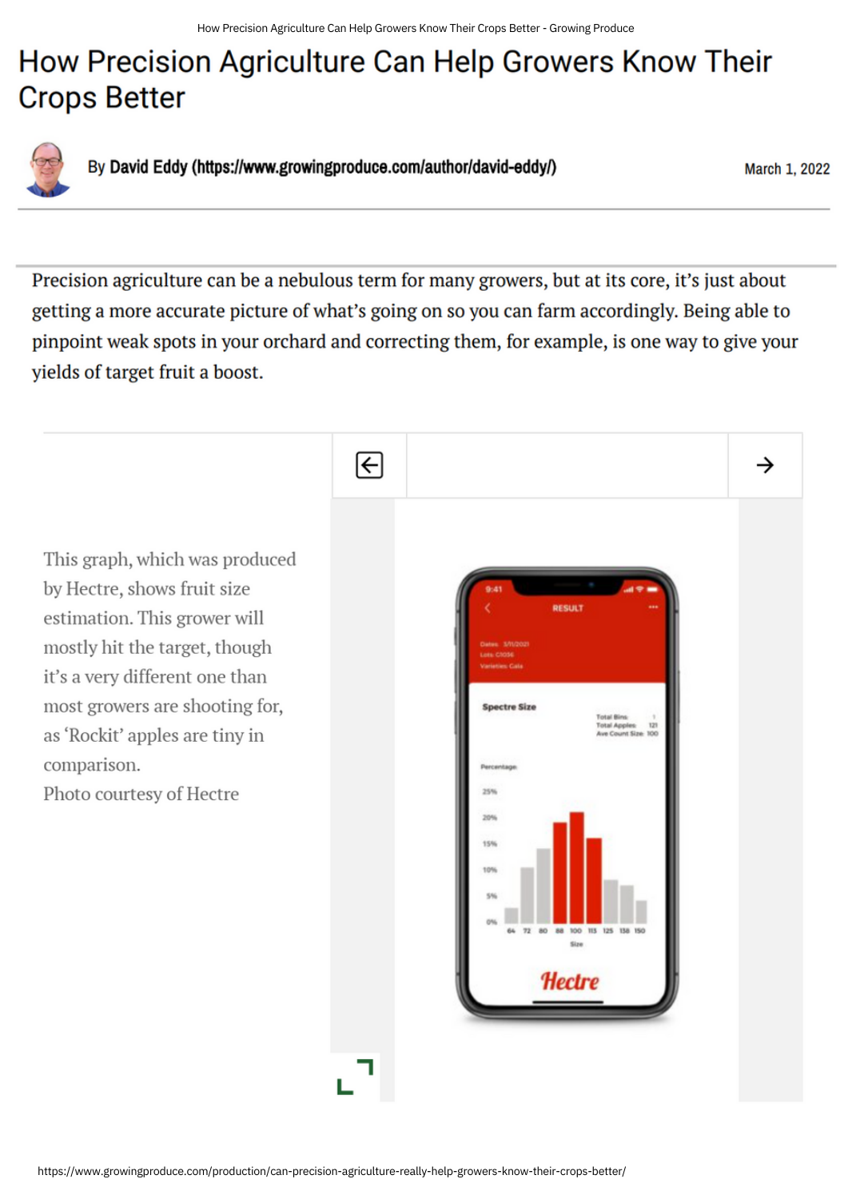# How Precision Agriculture Can Help Growers Know Their Crops Better

By **David Eddy (https://www.growingproduce.com/author/david-eddy/)**

March 1, 2022

Precision agriculture can be a nebulous term for many growers, but at its core, it's just about getting a more accurate picture of what's going on so you can farm accordingly. Being able to pinpoint weak spots in your orchard and correcting them, for example, is one way to give your yields of target fruit a boost.

This graph, which was produced by Hectre, shows fruit size estimation. This grower will mostly hit the target, though it's a very different one than most growers are shooting for, as 'Rockit' apples are tiny in comparison.
Photo courtesy of Hectre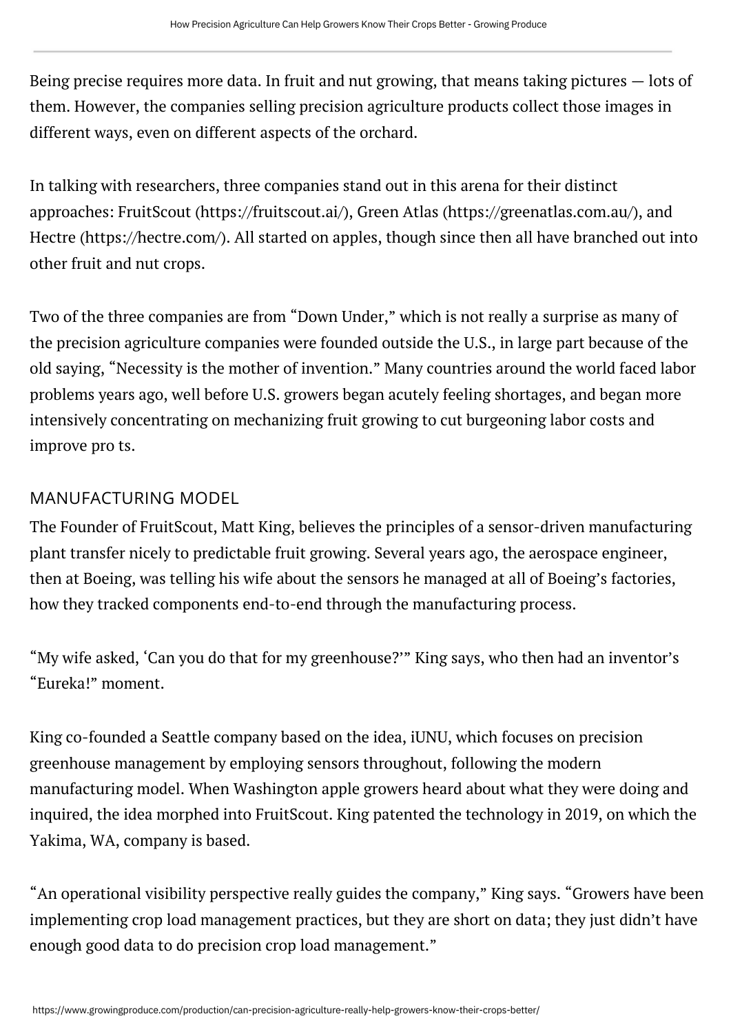Being precise requires more data. In fruit and nut growing, that means taking pictures — lots of them. However, the companies selling precision agriculture products collect those images in different ways, even on different aspects of the orchard.

In talking with researchers, three companies stand out in this arena for their distinct approaches: FruitScout (https://fruitscout.ai/), Green Atlas (https://greenatlas.com.au/), and Hectre (https://hectre.com/). All started on apples, though since then all have branched out into other fruit and nut crops.

Two of the three companies are from "Down Under," which is not really a surprise as many of the precision agriculture companies were founded outside the U.S., in large part because of the old saying, "Necessity is the mother of invention." Many countries around the world faced labor problems years ago, well before U.S. growers began acutely feeling shortages, and began more intensively concentrating on mechanizing fruit growing to cut burgeoning labor costs and improve pro ts.

## MANUFACTURING MODEL

The Founder of FruitScout, Matt King, believes the principles of a sensor-driven manufacturing plant transfer nicely to predictable fruit growing. Several years ago, the aerospace engineer, then at Boeing, was telling his wife about the sensors he managed at all of Boeing's factories, how they tracked components end-to-end through the manufacturing process.

"My wife asked, 'Can you do that for my greenhouse?'" King says, who then had an inventor's "Eureka!" moment.

King co-founded a Seattle company based on the idea, iUNU, which focuses on precision greenhouse management by employing sensors throughout, following the modern manufacturing model. When Washington apple growers heard about what they were doing and inquired, the idea morphed into FruitScout. King patented the technology in 2019, on which the Yakima, WA, company is based.

"An operational visibility perspective really guides the company," King says. "Growers have been implementing crop load management practices, but they are short on data; they just didn't have enough good data to do precision crop load management."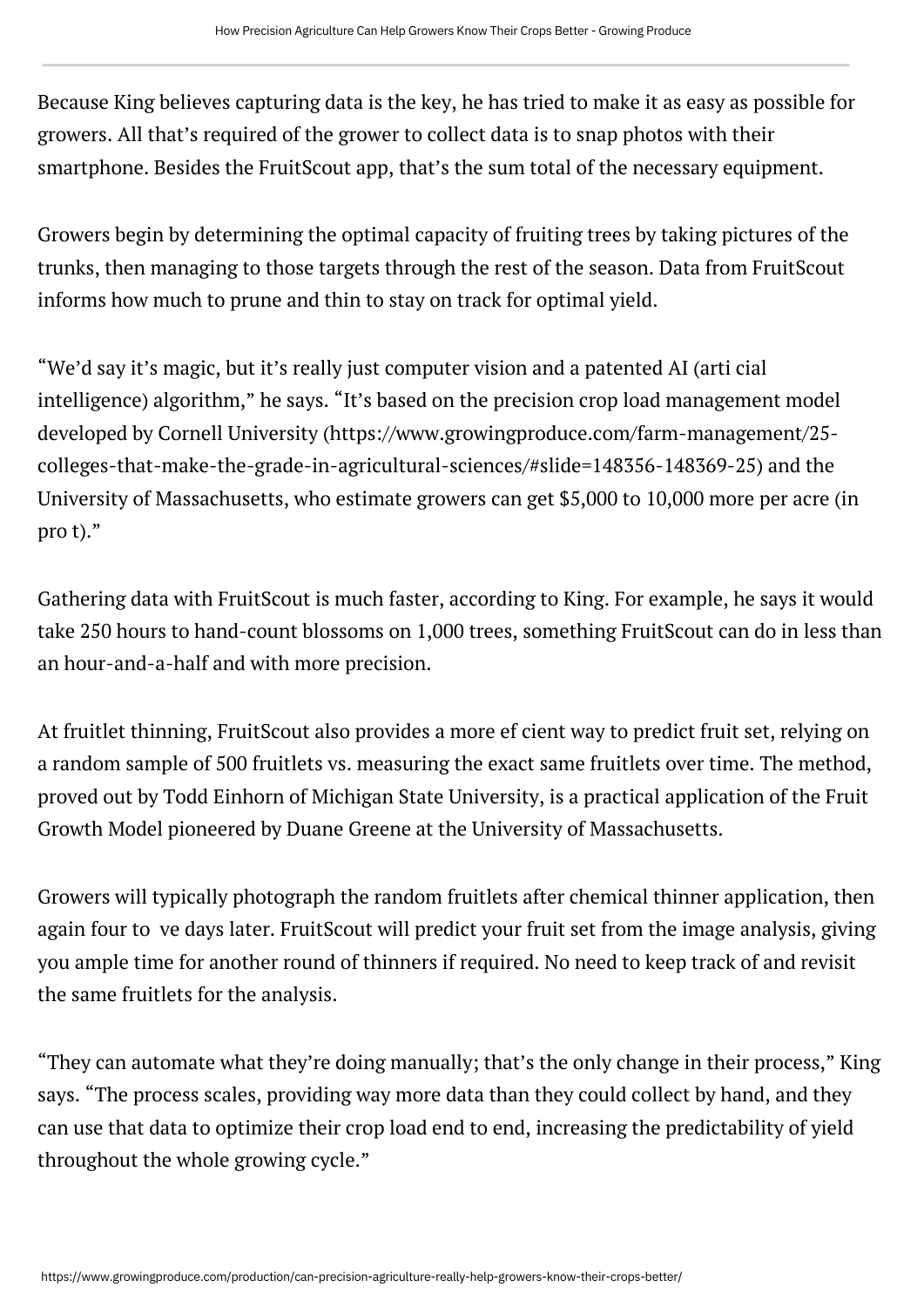Because King believes capturing data is the key, he has tried to make it as easy as possible for growers. All that's required of the grower to collect data is to snap photos with their smartphone. Besides the FruitScout app, that's the sum total of the necessary equipment.

Growers begin by determining the optimal capacity of fruiting trees by taking pictures of the trunks, then managing to those targets through the rest of the season. Data from FruitScout informs how much to prune and thin to stay on track for optimal yield.

"We'd say it's magic, but it's really just computer vision and a patented AI (arti cial intelligence) algorithm," he says. "It's based on the precision crop load management model developed by Cornell University (https://www.growingproduce.com/farm-management/25-colleges-that-make-the-grade-in-agricultural-sciences/#slide=148356-148369-25) and the University of Massachusetts, who estimate growers can get $5,000 to 10,000 more per acre (in pro t)."

Gathering data with FruitScout is much faster, according to King. For example, he says it would take 250 hours to hand-count blossoms on 1,000 trees, something FruitScout can do in less than an hour-and-a-half and with more precision.

At fruitlet thinning, FruitScout also provides a more ef cient way to predict fruit set, relying on a random sample of 500 fruitlets vs. measuring the exact same fruitlets over time. The method, proved out by Todd Einhorn of Michigan State University, is a practical application of the Fruit Growth Model pioneered by Duane Greene at the University of Massachusetts.

Growers will typically photograph the random fruitlets after chemical thinner application, then again four to  ve days later. FruitScout will predict your fruit set from the image analysis, giving you ample time for another round of thinners if required. No need to keep track of and revisit the same fruitlets for the analysis.

"They can automate what they're doing manually; that's the only change in their process," King says. "The process scales, providing way more data than they could collect by hand, and they can use that data to optimize their crop load end to end, increasing the predictability of yield throughout the whole growing cycle."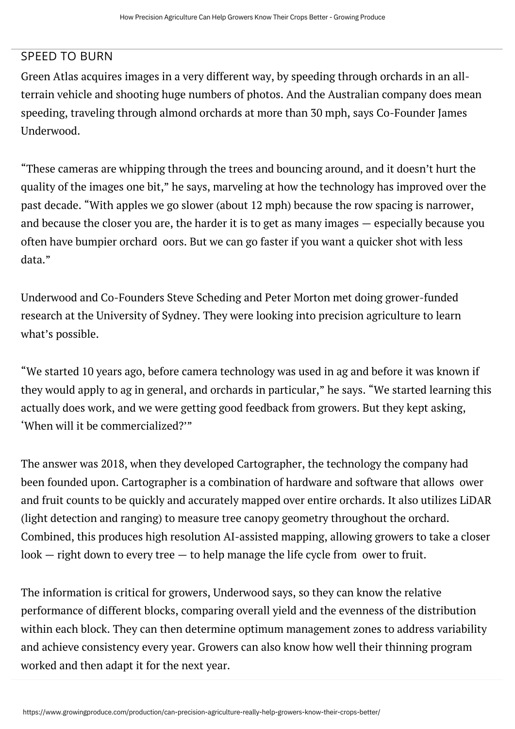## SPEED TO BURN

Green Atlas acquires images in a very different way, by speeding through orchards in an all-terrain vehicle and shooting huge numbers of photos. And the Australian company does mean speeding, traveling through almond orchards at more than 30 mph, says Co-Founder James Underwood.

"These cameras are whipping through the trees and bouncing around, and it doesn't hurt the quality of the images one bit," he says, marveling at how the technology has improved over the past decade. "With apples we go slower (about 12 mph) because the row spacing is narrower, and because the closer you are, the harder it is to get as many images — especially because you often have bumpier orchard  oors. But we can go faster if you want a quicker shot with less data."

Underwood and Co-Founders Steve Scheding and Peter Morton met doing grower-funded research at the University of Sydney. They were looking into precision agriculture to learn what's possible.

"We started 10 years ago, before camera technology was used in ag and before it was known if they would apply to ag in general, and orchards in particular," he says. "We started learning this actually does work, and we were getting good feedback from growers. But they kept asking, 'When will it be commercialized?'"

The answer was 2018, when they developed Cartographer, the technology the company had been founded upon. Cartographer is a combination of hardware and software that allows  ower and fruit counts to be quickly and accurately mapped over entire orchards. It also utilizes LiDAR (light detection and ranging) to measure tree canopy geometry throughout the orchard. Combined, this produces high resolution AI-assisted mapping, allowing growers to take a closer look — right down to every tree — to help manage the life cycle from  ower to fruit.

The information is critical for growers, Underwood says, so they can know the relative performance of different blocks, comparing overall yield and the evenness of the distribution within each block. They can then determine optimum management zones to address variability and achieve consistency every year. Growers can also know how well their thinning program worked and then adapt it for the next year.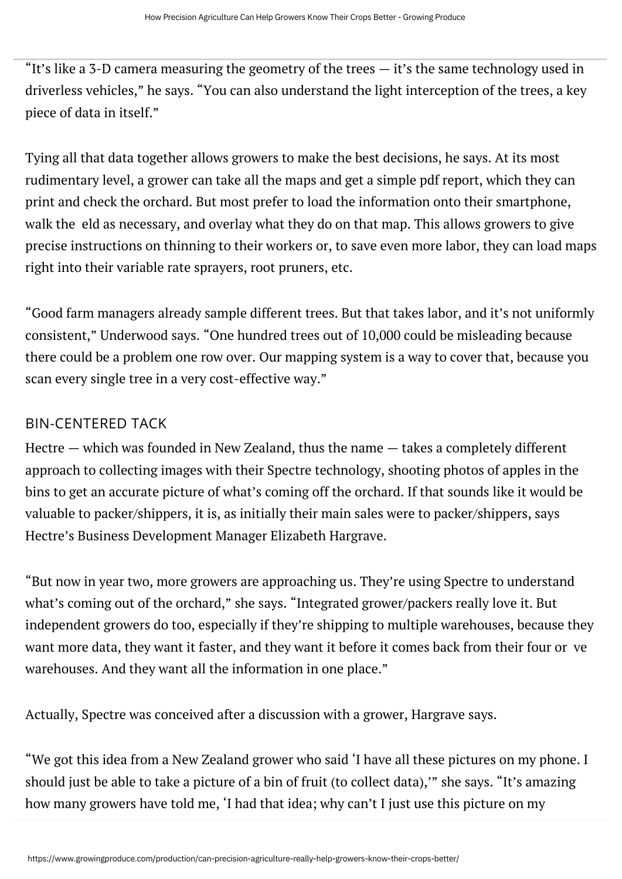"It's like a 3-D camera measuring the geometry of the trees — it's the same technology used in driverless vehicles," he says. "You can also understand the light interception of the trees, a key piece of data in itself."

Tying all that data together allows growers to make the best decisions, he says. At its most rudimentary level, a grower can take all the maps and get a simple pdf report, which they can print and check the orchard. But most prefer to load the information onto their smartphone, walk the eld as necessary, and overlay what they do on that map. This allows growers to give precise instructions on thinning to their workers or, to save even more labor, they can load maps right into their variable rate sprayers, root pruners, etc.

"Good farm managers already sample different trees. But that takes labor, and it's not uniformly consistent," Underwood says. "One hundred trees out of 10,000 could be misleading because there could be a problem one row over. Our mapping system is a way to cover that, because you scan every single tree in a very cost-effective way."

## BIN-CENTERED TACK

Hectre — which was founded in New Zealand, thus the name — takes a completely different approach to collecting images with their Spectre technology, shooting photos of apples in the bins to get an accurate picture of what's coming off the orchard. If that sounds like it would be valuable to packer/shippers, it is, as initially their main sales were to packer/shippers, says Hectre's Business Development Manager Elizabeth Hargrave.

"But now in year two, more growers are approaching us. They're using Spectre to understand what's coming out of the orchard," she says. "Integrated grower/packers really love it. But independent growers do too, especially if they're shipping to multiple warehouses, because they want more data, they want it faster, and they want it before it comes back from their four or ve warehouses. And they want all the information in one place."

Actually, Spectre was conceived after a discussion with a grower, Hargrave says.

"We got this idea from a New Zealand grower who said 'I have all these pictures on my phone. I should just be able to take a picture of a bin of fruit (to collect data),'" she says. "It's amazing how many growers have told me, 'I had that idea; why can't I just use this picture on my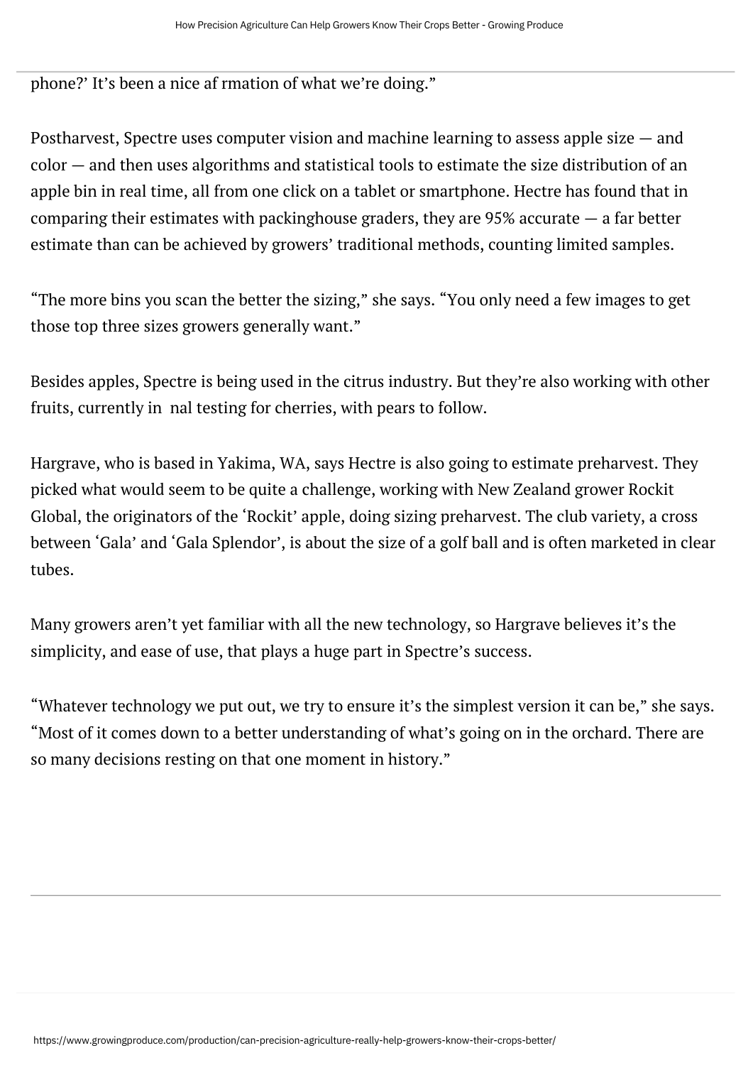phone?' It's been a nice af rmation of what we're doing."

Postharvest, Spectre uses computer vision and machine learning to assess apple size — and color — and then uses algorithms and statistical tools to estimate the size distribution of an apple bin in real time, all from one click on a tablet or smartphone. Hectre has found that in comparing their estimates with packinghouse graders, they are 95% accurate — a far better estimate than can be achieved by growers' traditional methods, counting limited samples.

"The more bins you scan the better the sizing," she says. "You only need a few images to get those top three sizes growers generally want."

Besides apples, Spectre is being used in the citrus industry. But they're also working with other fruits, currently in  nal testing for cherries, with pears to follow.

Hargrave, who is based in Yakima, WA, says Hectre is also going to estimate preharvest. They picked what would seem to be quite a challenge, working with New Zealand grower Rockit Global, the originators of the 'Rockit' apple, doing sizing preharvest. The club variety, a cross between 'Gala' and 'Gala Splendor', is about the size of a golf ball and is often marketed in clear tubes.

Many growers aren't yet familiar with all the new technology, so Hargrave believes it's the simplicity, and ease of use, that plays a huge part in Spectre's success.

"Whatever technology we put out, we try to ensure it's the simplest version it can be," she says. "Most of it comes down to a better understanding of what's going on in the orchard. There are so many decisions resting on that one moment in history."